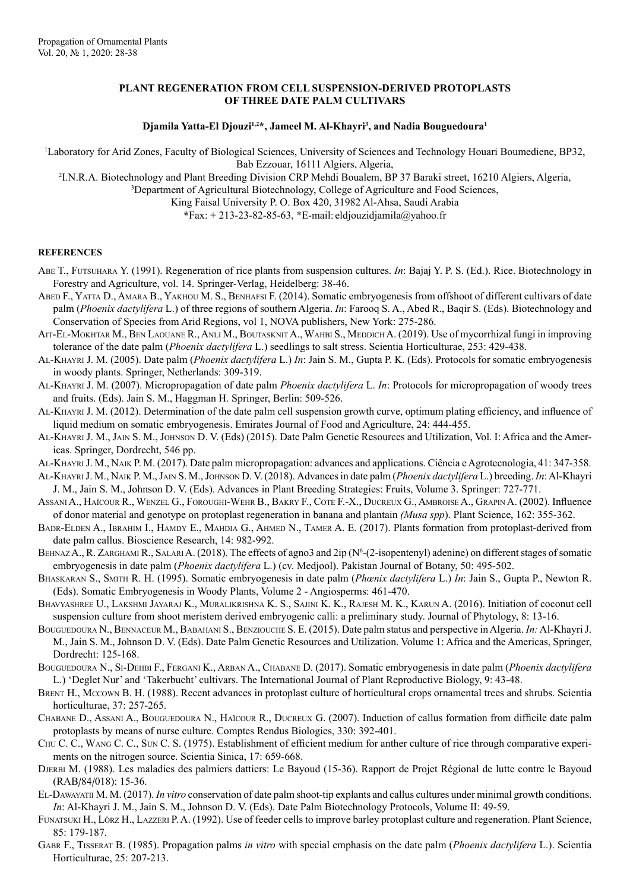# PLANT REGENERATION FROM CELL SUSPENSION-DERIVED PROTOPLASTS OF THREE DATE PALM CULTIVARS

**Djamila Yatta-El Djouzi[1,2]\*, Jameel M. Al-Khayri[3], and Nadia Bouguedoura[1]**

[1]Laboratory for Arid Zones, Faculty of Biological Sciences, University of Sciences and Technology Houari Boumediene, BP32, Bab Ezzouar, 16111 Algiers, Algeria,

[2]I.N.R.A. Biotechnology and Plant Breeding Division CRP Mehdi Boualem, BP 37 Baraki street, 16210 Algiers, Algeria,

[3]Department of Agricultural Biotechnology, College of Agriculture and Food Sciences, King Faisal University P. O. Box 420, 31982 Al-Ahsa, Saudi Arabia

\*Fax: + 213-23-82-85-63, \*E-mail: eldjouzidjamila@yahoo.fr

## REFERENCES

Abe T., Futsuhara Y. (1991). Regeneration of rice plants from suspension cultures. *In*: Bajaj Y. P. S. (Ed.). Rice. Biotechnology in Forestry and Agriculture, vol. 14. Springer-Verlag, Heidelberg: 38-46.

Abed F., Yatta D., Amara B., Yakhou M. S., Benhafsi F. (2014). Somatic embryogenesis from offshoot of different cultivars of date palm (*Phoenix dactylifera* L.) of three regions of southern Algeria. *In*: Farooq S. A., Abed R., Baqir S. (Eds). Biotechnology and Conservation of Species from Arid Regions, vol 1, NOVA publishers, New York: 275-286.

Ait-El-Mokhtar M., Ben Laouane R., Anli M., Boutasknit A., Wahbi S., Meddich A. (2019). Use of mycorrhizal fungi in improving tolerance of the date palm (*Phoenix dactylifera* L.) seedlings to salt stress. Scientia Horticulturae, 253: 429-438.

Al-Khayri J. M. (2005). Date palm (*Phoenix dactylifera* L.) *In*: Jain S. M., Gupta P. K. (Eds). Protocols for somatic embryogenesis in woody plants. Springer, Netherlands: 309-319.

Al-Khayri J. M. (2007). Micropropagation of date palm *Phoenix dactylifera* L. *In*: Protocols for micropropagation of woody trees and fruits. (Eds). Jain S. M., Haggman H. Springer, Berlin: 509-526.

Al-Khayri J. M. (2012). Determination of the date palm cell suspension growth curve, optimum plating efficiency, and influence of liquid medium on somatic embryogenesis. Emirates Journal of Food and Agriculture, 24: 444-455.

Al-Khayri J. M., Jain S. M., Johnson D. V. (Eds) (2015). Date Palm Genetic Resources and Utilization, Vol. I: Africa and the Americas. Springer, Dordrecht, 546 pp.

Al-Khayri J. M., Naik P. M. (2017). Date palm micropropagation: advances and applications. Ciência e Agrotecnologia, 41: 347-358.

Al-Khayri J. M., Naik P. M., Jain S. M., Johnson D. V. (2018). Advances in date palm (*Phoenix dactylifera* L.) breeding. *In*: Al-Khayri J. M., Jain S. M., Johnson D. V. (Eds). Advances in Plant Breeding Strategies: Fruits, Volume 3. Springer: 727-771.

Assani A., Haïcour R., Wenzel G., Foroughi-Wehr B., Bakry F., Cote F.-X., Ducreux G., Ambroise A., Grapin A. (2002). Influence of donor material and genotype on protoplast regeneration in banana and plantain *(Musa spp)*. Plant Science, 162: 355-362.

Badr-Elden A., Ibrahim I., Hamdy E., Mahdia G., Ahmed N., Tamer A. E. (2017). Plants formation from protoplast-derived from date palm callus. Bioscience Research, 14: 982-992.

Behnaz A., R. Zarghami R., Salari A. (2018). The effects of agno3 and 2ip ($N^6$-(2-isopentenyl) adenine) on different stages of somatic embryogenesis in date palm (*Phoenix dactylifera* L.) (cv. Medjool). Pakistan Journal of Botany, 50: 495-502.

Bhaskaran S., Smith R. H. (1995). Somatic embryogenesis in date palm (*Phœnix dactylifera* L.) *In*: Jain S., Gupta P., Newton R. (Eds). Somatic Embryogenesis in Woody Plants, Volume 2 - Angiosperms: 461-470.

Bhavyashree U., Lakshmi Jayaraj K., Muralikrishna K. S., Sajini K. K., Rajesh M. K., Karun A. (2016). Initiation of coconut cell suspension culture from shoot meristem derived embryogenic calli: a preliminary study. Journal of Phytology, 8: 13-16.

Bouguedoura N., Bennaceur M., Babahani S., Benziouche S. E. (2015). Date palm status and perspective in Algeria. *In:* Al-Khayri J. M., Jain S. M., Johnson D. V. (Eds). Date Palm Genetic Resources and Utilization. Volume 1: Africa and the Americas, Springer, Dordrecht: 125-168.

Bouguedoura N., Si-Dehbi F., Fergani K., Arban A., Chabane D. (2017). Somatic embryogenesis in date palm (*Phoenix dactylifera* L.) 'Deglet Nur' and 'Takerbucht' cultivars. The International Journal of Plant Reproductive Biology, 9: 43-48.

Brent H., Mccown B. H. (1988). Recent advances in protoplast culture of horticultural crops ornamental trees and shrubs. Scientia horticulturae, 37: 257-265.

Chabane D., Assani A., Bouguedoura N., Haïcour R., Ducreux G. (2007). Induction of callus formation from difficile date palm protoplasts by means of nurse culture. Comptes Rendus Biologies, 330: 392-401.

Chu C. C., Wang C. C., Sun C. S. (1975). Establishment of efficient medium for anther culture of rice through comparative experiments on the nitrogen source. Scientia Sinica, 17: 659-668.

Djerbi M. (1988). Les maladies des palmiers dattiers: Le Bayoud (15-36). Rapport de Projet Régional de lutte contre le Bayoud (RAB/84/018): 15-36.

El-Dawayatii M. M. (2017). *In vitro* conservation of date palm shoot-tip explants and callus cultures under minimal growth conditions. *In*: Al-Khayri J. M., Jain S. M., Johnson D. V. (Eds). Date Palm Biotechnology Protocols, Volume II: 49-59.

Funatsuki H., Lörz H., Lazzeri P. A. (1992). Use of feeder cells to improve barley protoplast culture and regeneration. Plant Science, 85: 179-187.

Gabr F., Tisserat B. (1985). Propagation palms *in vitro* with special emphasis on the date palm (*Phoenix dactylifera* L.). Scientia Horticulturae, 25: 207-213.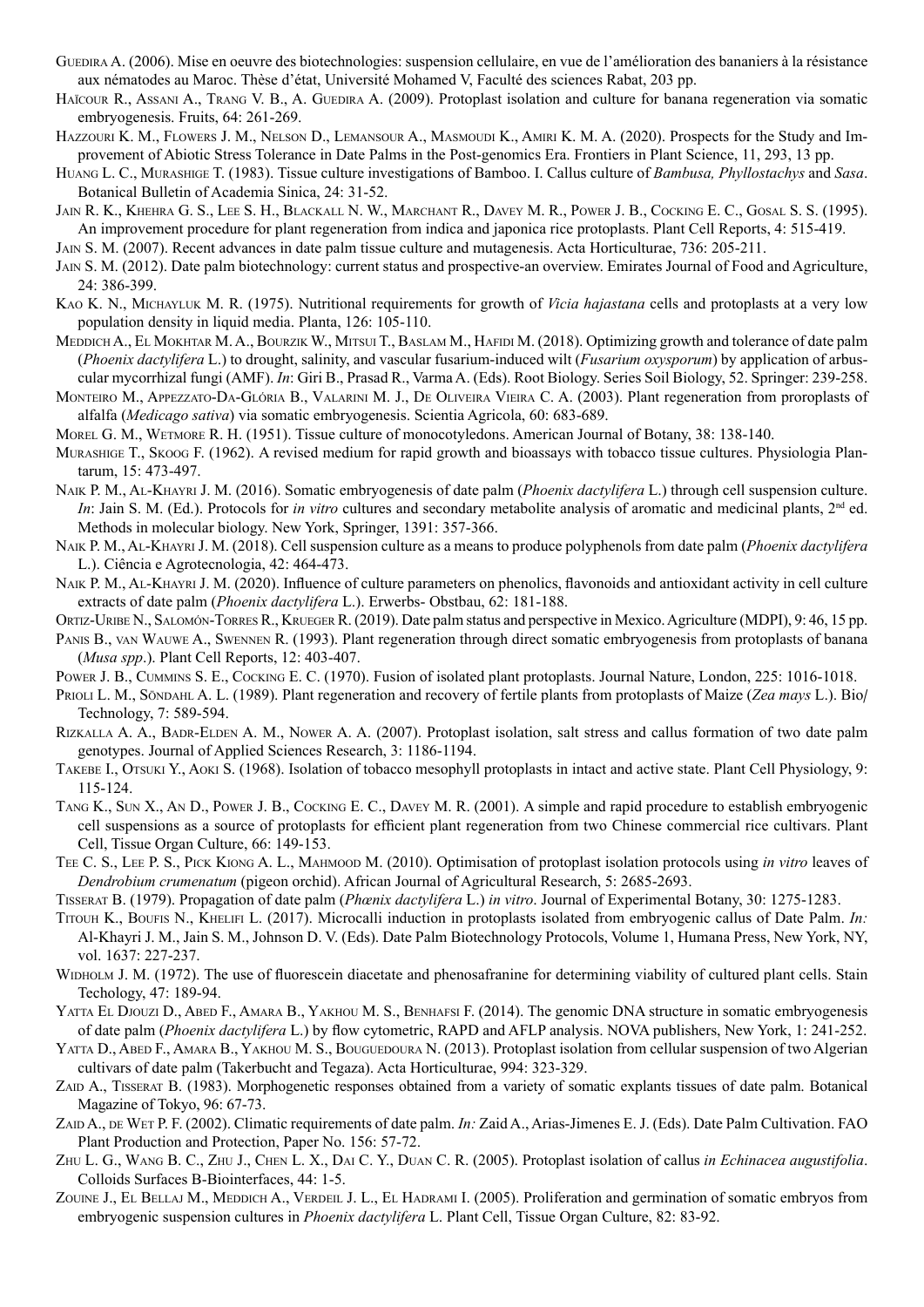Guedira A. (2006). Mise en oeuvre des biotechnologies: suspension cellulaire, en vue de l'amélioration des bananiers à la résistance aux nématodes au Maroc. Thèse d'état, Université Mohamed V, Faculté des sciences Rabat, 203 pp.

Haïcour R., Assani A., Trang V. B., A. Guedira A. (2009). Protoplast isolation and culture for banana regeneration via somatic embryogenesis. Fruits, 64: 261-269.

Hazzouri K. M., Flowers J. M., Nelson D., Lemansour A., Masmoudi K., Amiri K. M. A. (2020). Prospects for the Study and Improvement of Abiotic Stress Tolerance in Date Palms in the Post-genomics Era. Frontiers in Plant Science, 11, 293, 13 pp.

Huang L. C., Murashige T. (1983). Tissue culture investigations of Bamboo. I. Callus culture of *Bambusa, Phyllostachys* and *Sasa*. Botanical Bulletin of Academia Sinica, 24: 31-52.

Jain R. K., Khehra G. S., Lee S. H., Blackall N. W., Marchant R., Davey M. R., Power J. B., Cocking E. C., Gosal S. S. (1995). An improvement procedure for plant regeneration from indica and japonica rice protoplasts. Plant Cell Reports, 4: 515-419.

Jain S. M. (2007). Recent advances in date palm tissue culture and mutagenesis. Acta Horticulturae, 736: 205-211.

Jain S. M. (2012). Date palm biotechnology: current status and prospective-an overview. Emirates Journal of Food and Agriculture, 24: 386-399.

Kao K. N., Michayluk M. R. (1975). Nutritional requirements for growth of *Vicia hajastana* cells and protoplasts at a very low population density in liquid media. Planta, 126: 105-110.

Meddich A., El Mokhtar M. A., Bourzik W., Mitsui T., Baslam M., Hafidi M. (2018). Optimizing growth and tolerance of date palm (*Phoenix dactylifera* L.) to drought, salinity, and vascular fusarium-induced wilt (*Fusarium oxysporum*) by application of arbuscular mycorrhizal fungi (AMF). *In*: Giri B., Prasad R., Varma A. (Eds). Root Biology. Series Soil Biology, 52. Springer: 239-258.

Monteiro M., Appezzato-Da-Glória B., Valarini M. J., De Oliveira Vieira C. A. (2003). Plant regeneration from proroplasts of alfalfa (*Medicago sativa*) via somatic embryogenesis. Scientia Agricola, 60: 683-689.

Morel G. M., Wetmore R. H. (1951). Tissue culture of monocotyledons. American Journal of Botany, 38: 138-140.

Murashige T., Skoog F. (1962). A revised medium for rapid growth and bioassays with tobacco tissue cultures. Physiologia Plantarum, 15: 473-497.

Naik P. M., Al-Khayri J. M. (2016). Somatic embryogenesis of date palm (*Phoenix dactylifera* L.) through cell suspension culture. *In*: Jain S. M. (Ed.). Protocols for *in vitro* cultures and secondary metabolite analysis of aromatic and medicinal plants, 2nd ed. Methods in molecular biology. New York, Springer, 1391: 357-366.

Naik P. M., Al-Khayri J. M. (2018). Cell suspension culture as a means to produce polyphenols from date palm (*Phoenix dactylifera* L.). Ciência e Agrotecnologia, 42: 464-473.

Naik P. M., Al-Khayri J. M. (2020). Influence of culture parameters on phenolics, flavonoids and antioxidant activity in cell culture extracts of date palm (*Phoenix dactylifera* L.). Erwerbs- Obstbau, 62: 181-188.

Ortiz-Uribe N., Salomón-Torres R., Krueger R. (2019). Date palm status and perspective in Mexico. Agriculture (MDPI), 9: 46, 15 pp.

Panis B., van Wauwe A., Swennen R. (1993). Plant regeneration through direct somatic embryogenesis from protoplasts of banana (*Musa spp*.). Plant Cell Reports, 12: 403-407.

Power J. B., Cummins S. E., Cocking E. C. (1970). Fusion of isolated plant protoplasts. Journal Nature, London, 225: 1016-1018.

Prioli L. M., Söndahl A. L. (1989). Plant regeneration and recovery of fertile plants from protoplasts of Maize (*Zea mays* L.). Bio/Technology, 7: 589-594.

Rizkalla A. A., Badr-Elden A. M., Nower A. A. (2007). Protoplast isolation, salt stress and callus formation of two date palm genotypes. Journal of Applied Sciences Research, 3: 1186-1194.

Takebe I., Otsuki Y., Aoki S. (1968). Isolation of tobacco mesophyll protoplasts in intact and active state. Plant Cell Physiology, 9: 115-124.

Tang K., Sun X., An D., Power J. B., Cocking E. C., Davey M. R. (2001). A simple and rapid procedure to establish embryogenic cell suspensions as a source of protoplasts for efficient plant regeneration from two Chinese commercial rice cultivars. Plant Cell, Tissue Organ Culture, 66: 149-153.

Tee C. S., Lee P. S., Pick Kiong A. L., Mahmood M. (2010). Optimisation of protoplast isolation protocols using *in vitro* leaves of *Dendrobium crumenatum* (pigeon orchid). African Journal of Agricultural Research, 5: 2685-2693.

Tisserat B. (1979). Propagation of date palm (*Phœnix dactylifera* L.) *in vitro*. Journal of Experimental Botany, 30: 1275-1283.

Titouh K., Boufis N., Khelifi L. (2017). Microcalli induction in protoplasts isolated from embryogenic callus of Date Palm. *In:* Al-Khayri J. M., Jain S. M., Johnson D. V. (Eds). Date Palm Biotechnology Protocols, Volume 1, Humana Press, New York, NY, vol. 1637: 227-237.

Widholm J. M. (1972). The use of fluorescein diacetate and phenosafranine for determining viability of cultured plant cells. Stain Techology, 47: 189-94.

Yatta El Djouzi D., Abed F., Amara B., Yakhou M. S., Benhafsi F. (2014). The genomic DNA structure in somatic embryogenesis of date palm (*Phoenix dactylifera* L.) by flow cytometric, RAPD and AFLP analysis. NOVA publishers, New York, 1: 241-252.

Yatta D., Abed F., Amara B., Yakhou M. S., Bouguedoura N. (2013). Protoplast isolation from cellular suspension of two Algerian cultivars of date palm (Takerbucht and Tegaza). Acta Horticulturae, 994: 323-329.

Zaid A., Tisserat B. (1983). Morphogenetic responses obtained from a variety of somatic explants tissues of date palm. Botanical Magazine of Tokyo, 96: 67-73.

Zaid A., de Wet P. F. (2002). Climatic requirements of date palm. *In:* Zaid A., Arias-Jimenes E. J. (Eds). Date Palm Cultivation. FAO Plant Production and Protection, Paper No. 156: 57-72.

Zhu L. G., Wang B. C., Zhu J., Chen L. X., Dai C. Y., Duan C. R. (2005). Protoplast isolation of callus *in Echinacea augustifolia*. Colloids Surfaces B-Biointerfaces, 44: 1-5.

Zouine J., El Bellaj M., Meddich A., Verdeil J. L., El Hadrami I. (2005). Proliferation and germination of somatic embryos from embryogenic suspension cultures in *Phoenix dactylifera* L. Plant Cell, Tissue Organ Culture, 82: 83-92.